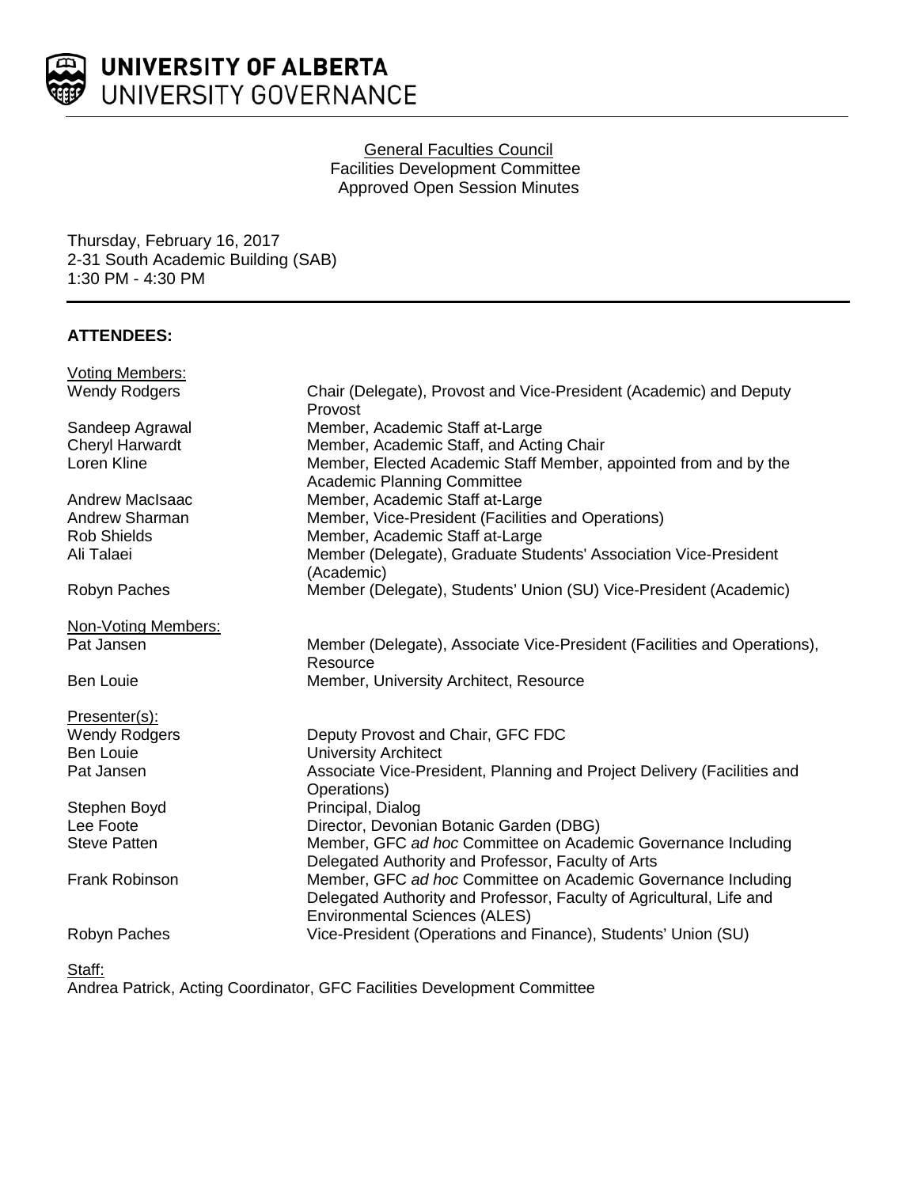# UNIVERSITY OF ALBERTA
UNIVERSITY GOVERNANCE

General Faculties Council
Facilities Development Committee
Approved Open Session Minutes

Thursday, February 16, 2017
2-31 South Academic Building (SAB)
1:30 PM - 4:30 PM

## ATTENDEES:

**Voting Members:**

| | |
|---|---|
| Wendy Rodgers | Chair (Delegate), Provost and Vice-President (Academic) and Deputy Provost |
| Sandeep Agrawal | Member, Academic Staff at-Large |
| Cheryl Harwardt | Member, Academic Staff, and Acting Chair |
| Loren Kline | Member, Elected Academic Staff Member, appointed from and by the Academic Planning Committee |
| Andrew MacIsaac | Member, Academic Staff at-Large |
| Andrew Sharman | Member, Vice-President (Facilities and Operations) |
| Rob Shields | Member, Academic Staff at-Large |
| Ali Talaei | Member (Delegate), Graduate Students' Association Vice-President (Academic) |
| Robyn Paches | Member (Delegate), Students' Union (SU) Vice-President (Academic) |

**Non-Voting Members:**

| | |
|---|---|
| Pat Jansen | Member (Delegate), Associate Vice-President (Facilities and Operations), Resource |
| Ben Louie | Member, University Architect, Resource |

**Presenter(s):**

| | |
|---|---|
| Wendy Rodgers | Deputy Provost and Chair, GFC FDC |
| Ben Louie | University Architect |
| Pat Jansen | Associate Vice-President, Planning and Project Delivery (Facilities and Operations) |
| Stephen Boyd | Principal, Dialog |
| Lee Foote | Director, Devonian Botanic Garden (DBG) |
| Steve Patten | Member, GFC *ad hoc* Committee on Academic Governance Including Delegated Authority and Professor, Faculty of Arts |
| Frank Robinson | Member, GFC *ad hoc* Committee on Academic Governance Including Delegated Authority and Professor, Faculty of Agricultural, Life and Environmental Sciences (ALES) |
| Robyn Paches | Vice-President (Operations and Finance), Students' Union (SU) |

**Staff:**

Andrea Patrick, Acting Coordinator, GFC Facilities Development Committee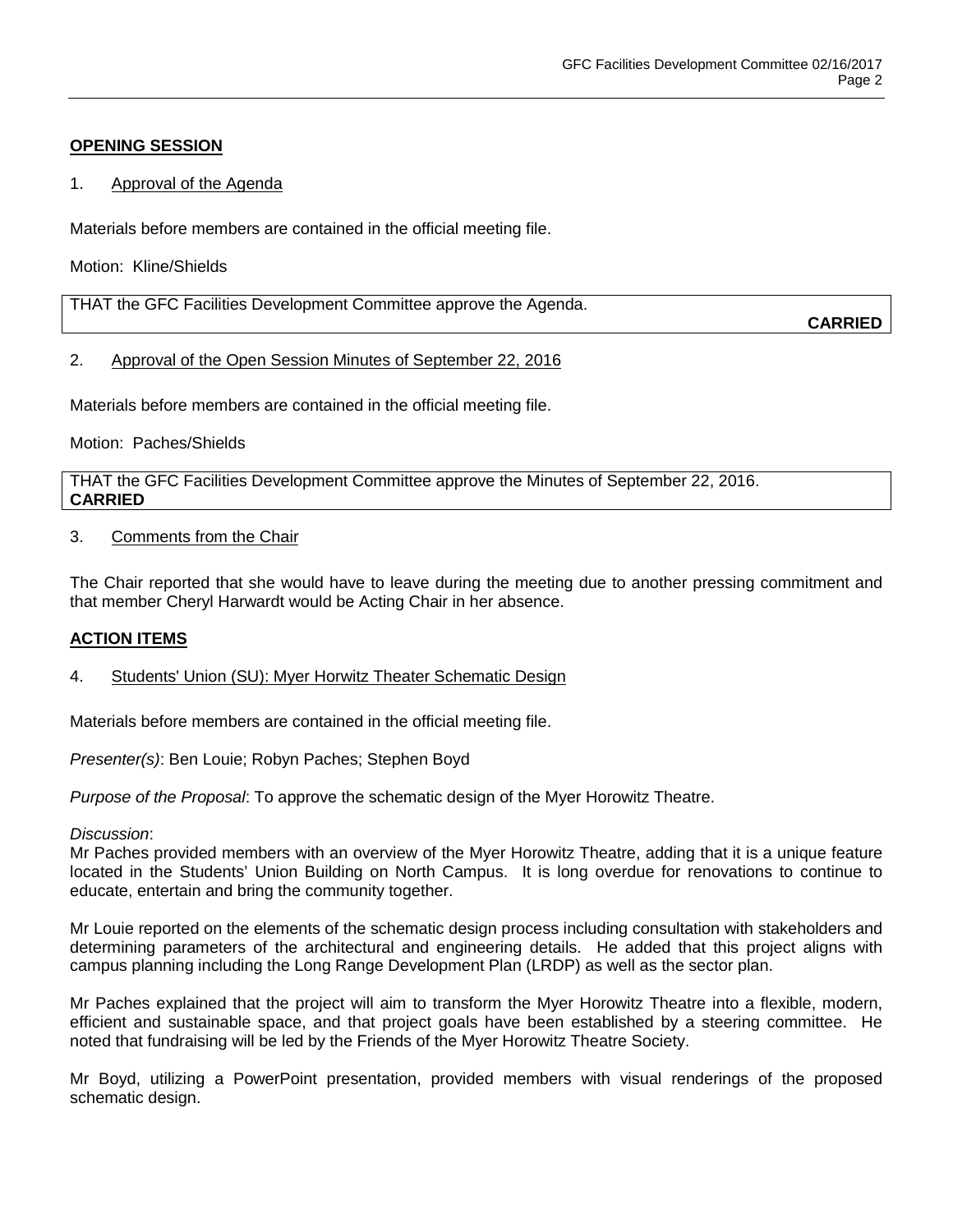**OPENING SESSION**

1. Approval of the Agenda

Materials before members are contained in the official meeting file.

Motion: Kline/Shields

THAT the GFC Facilities Development Committee approve the Agenda.

**CARRIED**

2. Approval of the Open Session Minutes of September 22, 2016

Materials before members are contained in the official meeting file.

Motion: Paches/Shields

THAT the GFC Facilities Development Committee approve the Minutes of September 22, 2016.
**CARRIED**

3. Comments from the Chair

The Chair reported that she would have to leave during the meeting due to another pressing commitment and that member Cheryl Harwardt would be Acting Chair in her absence.

**ACTION ITEMS**

4. Students' Union (SU): Myer Horwitz Theater Schematic Design

Materials before members are contained in the official meeting file.

*Presenter(s)*: Ben Louie; Robyn Paches; Stephen Boyd

*Purpose of the Proposal*: To approve the schematic design of the Myer Horowitz Theatre.

*Discussion*:
Mr Paches provided members with an overview of the Myer Horowitz Theatre, adding that it is a unique feature located in the Students' Union Building on North Campus. It is long overdue for renovations to continue to educate, entertain and bring the community together.

Mr Louie reported on the elements of the schematic design process including consultation with stakeholders and determining parameters of the architectural and engineering details. He added that this project aligns with campus planning including the Long Range Development Plan (LRDP) as well as the sector plan.

Mr Paches explained that the project will aim to transform the Myer Horowitz Theatre into a flexible, modern, efficient and sustainable space, and that project goals have been established by a steering committee. He noted that fundraising will be led by the Friends of the Myer Horowitz Theatre Society.

Mr Boyd, utilizing a PowerPoint presentation, provided members with visual renderings of the proposed schematic design.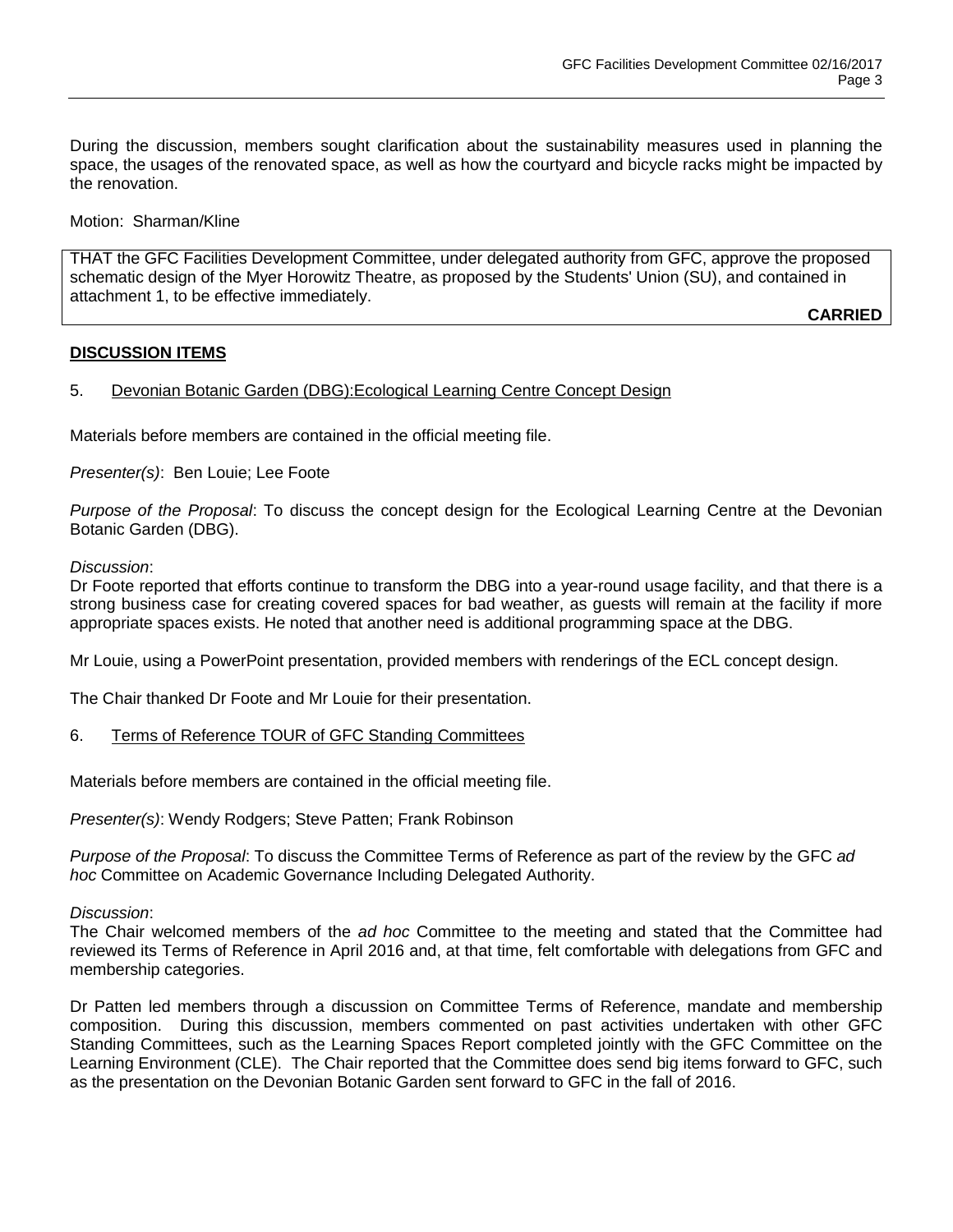During the discussion, members sought clarification about the sustainability measures used in planning the space, the usages of the renovated space, as well as how the courtyard and bicycle racks might be impacted by the renovation.

Motion: Sharman/Kline

THAT the GFC Facilities Development Committee, under delegated authority from GFC, approve the proposed schematic design of the Myer Horowitz Theatre, as proposed by the Students' Union (SU), and contained in attachment 1, to be effective immediately.

**CARRIED**

## DISCUSSION ITEMS

### 5. Devonian Botanic Garden (DBG):Ecological Learning Centre Concept Design

Materials before members are contained in the official meeting file.

*Presenter(s)*: Ben Louie; Lee Foote

*Purpose of the Proposal*: To discuss the concept design for the Ecological Learning Centre at the Devonian Botanic Garden (DBG).

*Discussion*:
Dr Foote reported that efforts continue to transform the DBG into a year-round usage facility, and that there is a strong business case for creating covered spaces for bad weather, as guests will remain at the facility if more appropriate spaces exists. He noted that another need is additional programming space at the DBG.

Mr Louie, using a PowerPoint presentation, provided members with renderings of the ECL concept design.

The Chair thanked Dr Foote and Mr Louie for their presentation.

### 6. Terms of Reference TOUR of GFC Standing Committees

Materials before members are contained in the official meeting file.

*Presenter(s)*: Wendy Rodgers; Steve Patten; Frank Robinson

*Purpose of the Proposal*: To discuss the Committee Terms of Reference as part of the review by the GFC *ad hoc* Committee on Academic Governance Including Delegated Authority.

*Discussion*:
The Chair welcomed members of the *ad hoc* Committee to the meeting and stated that the Committee had reviewed its Terms of Reference in April 2016 and, at that time, felt comfortable with delegations from GFC and membership categories.

Dr Patten led members through a discussion on Committee Terms of Reference, mandate and membership composition. During this discussion, members commented on past activities undertaken with other GFC Standing Committees, such as the Learning Spaces Report completed jointly with the GFC Committee on the Learning Environment (CLE). The Chair reported that the Committee does send big items forward to GFC, such as the presentation on the Devonian Botanic Garden sent forward to GFC in the fall of 2016.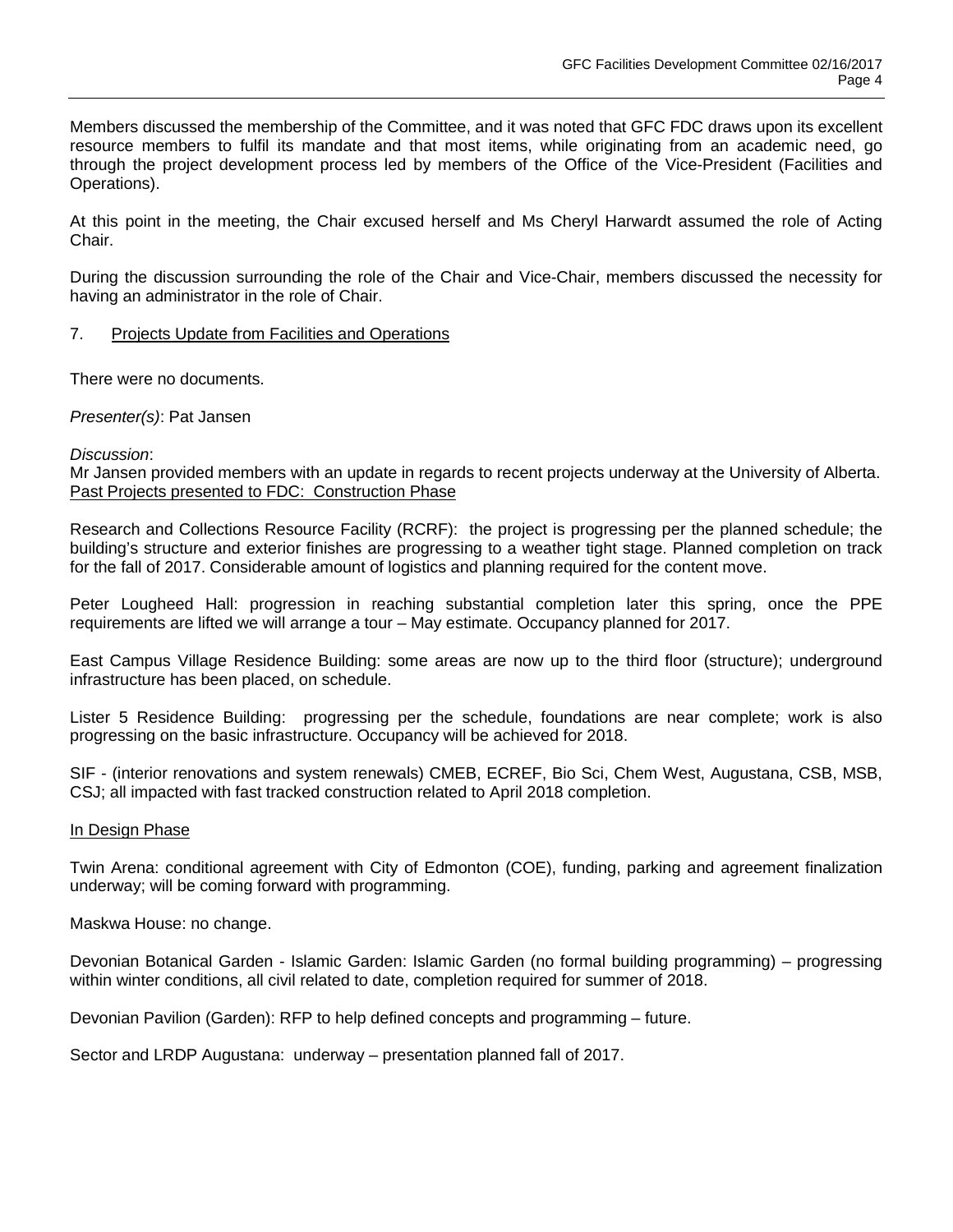Members discussed the membership of the Committee, and it was noted that GFC FDC draws upon its excellent resource members to fulfil its mandate and that most items, while originating from an academic need, go through the project development process led by members of the Office of the Vice-President (Facilities and Operations).

At this point in the meeting, the Chair excused herself and Ms Cheryl Harwardt assumed the role of Acting Chair.

During the discussion surrounding the role of the Chair and Vice-Chair, members discussed the necessity for having an administrator in the role of Chair.

## 7. Projects Update from Facilities and Operations

There were no documents.

*Presenter(s)*: Pat Jansen

*Discussion*:
Mr Jansen provided members with an update in regards to recent projects underway at the University of Alberta.
Past Projects presented to FDC: Construction Phase

Research and Collections Resource Facility (RCRF): the project is progressing per the planned schedule; the building's structure and exterior finishes are progressing to a weather tight stage. Planned completion on track for the fall of 2017. Considerable amount of logistics and planning required for the content move.

Peter Lougheed Hall: progression in reaching substantial completion later this spring, once the PPE requirements are lifted we will arrange a tour – May estimate. Occupancy planned for 2017.

East Campus Village Residence Building: some areas are now up to the third floor (structure); underground infrastructure has been placed, on schedule.

Lister 5 Residence Building: progressing per the schedule, foundations are near complete; work is also progressing on the basic infrastructure. Occupancy will be achieved for 2018.

SIF - (interior renovations and system renewals) CMEB, ECREF, Bio Sci, Chem West, Augustana, CSB, MSB, CSJ; all impacted with fast tracked construction related to April 2018 completion.

In Design Phase

Twin Arena: conditional agreement with City of Edmonton (COE), funding, parking and agreement finalization underway; will be coming forward with programming.

Maskwa House: no change.

Devonian Botanical Garden - Islamic Garden: Islamic Garden (no formal building programming) – progressing within winter conditions, all civil related to date, completion required for summer of 2018.

Devonian Pavilion (Garden): RFP to help defined concepts and programming – future.

Sector and LRDP Augustana: underway – presentation planned fall of 2017.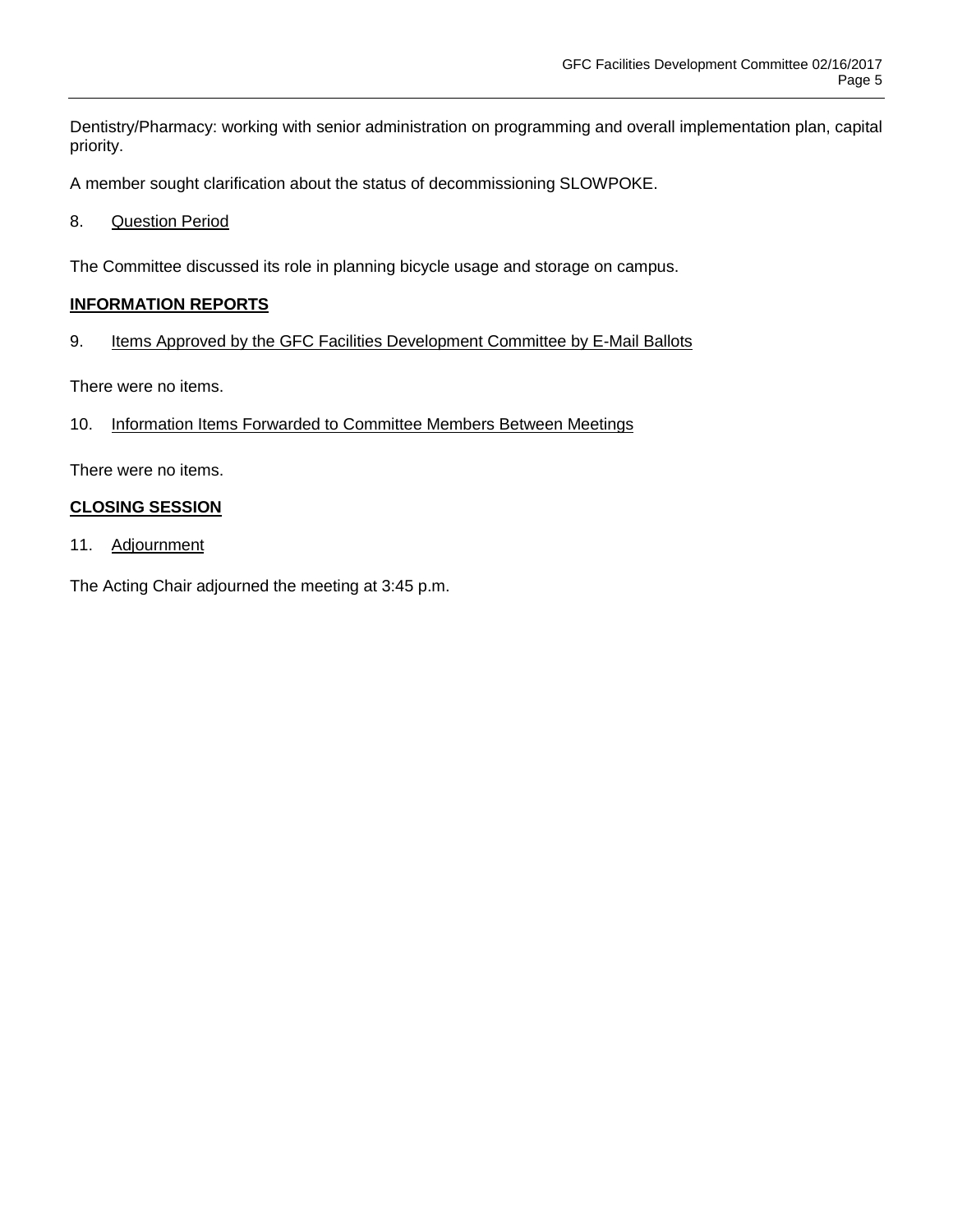Dentistry/Pharmacy: working with senior administration on programming and overall implementation plan, capital priority.

A member sought clarification about the status of decommissioning SLOWPOKE.

8. Question Period

The Committee discussed its role in planning bicycle usage and storage on campus.

## INFORMATION REPORTS

9. Items Approved by the GFC Facilities Development Committee by E-Mail Ballots

There were no items.

10. Information Items Forwarded to Committee Members Between Meetings

There were no items.

## CLOSING SESSION

11. Adjournment

The Acting Chair adjourned the meeting at 3:45 p.m.